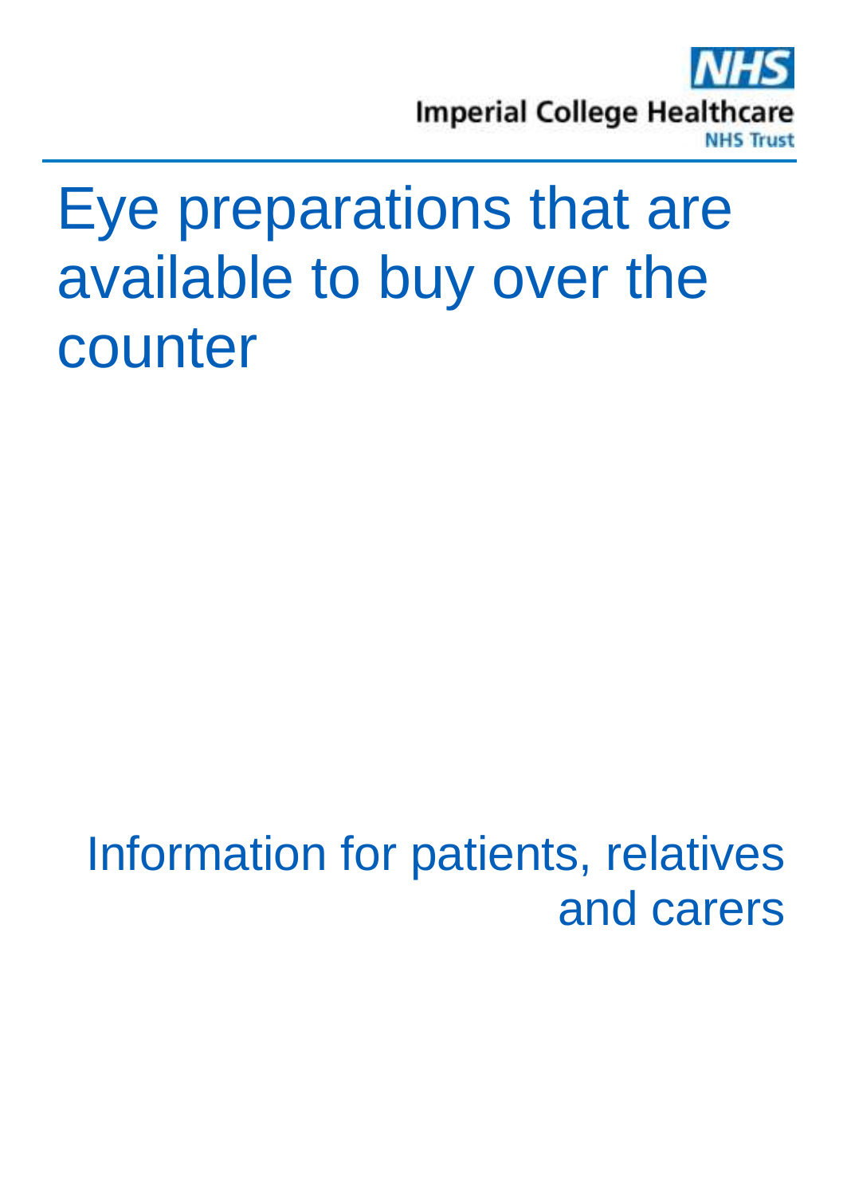NHS

Imperial College Healthcare

NHS Trust

# Eye preparations that are available to buy over the counter

Information for patients, relatives and carers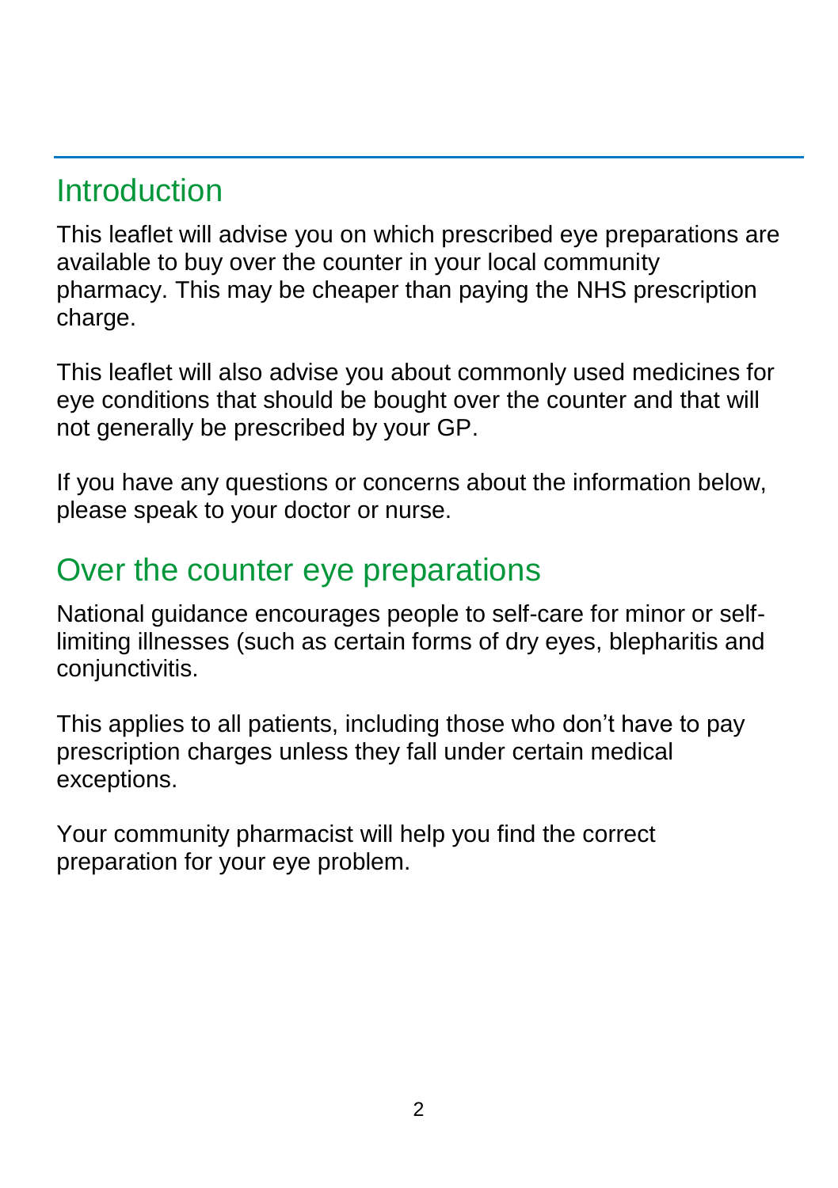## Introduction

This leaflet will advise you on which prescribed eye preparations are available to buy over the counter in your local community pharmacy. This may be cheaper than paying the NHS prescription charge.

This leaflet will also advise you about commonly used medicines for eye conditions that should be bought over the counter and that will not generally be prescribed by your GP.

If you have any questions or concerns about the information below, please speak to your doctor or nurse.

## Over the counter eye preparations

National guidance encourages people to self-care for minor or self-limiting illnesses (such as certain forms of dry eyes, blepharitis and conjunctivitis.

This applies to all patients, including those who don't have to pay prescription charges unless they fall under certain medical exceptions.

Your community pharmacist will help you find the correct preparation for your eye problem.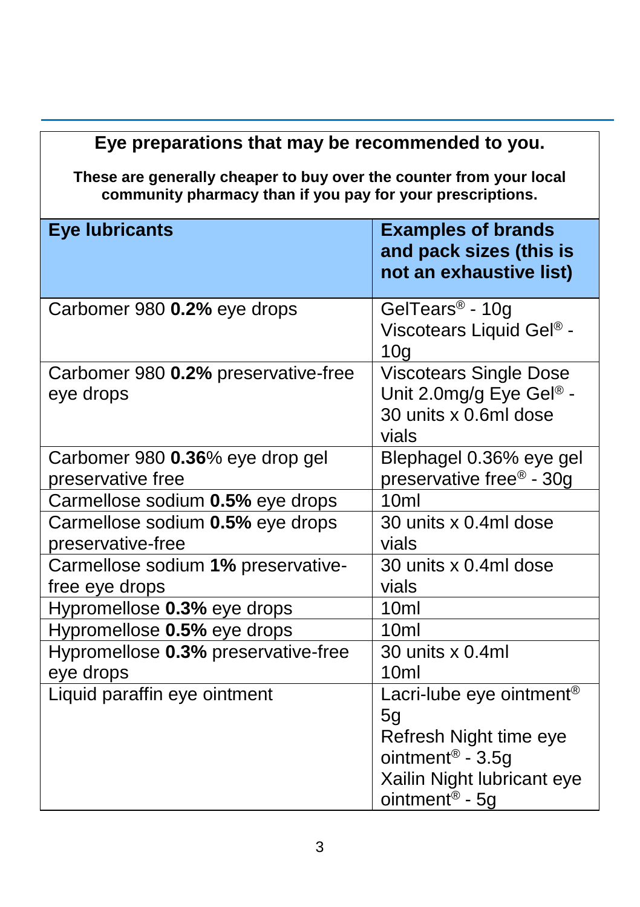## Eye preparations that may be recommended to you.

**These are generally cheaper to buy over the counter from your local community pharmacy than if you pay for your prescriptions.**

| Eye lubricants | Examples of brands and pack sizes (this is not an exhaustive list) |
|---|---|
| Carbomer 980 **0.2%** eye drops | GelTears® - 10g<br>Viscotears Liquid Gel® - 10g |
| Carbomer 980 **0.2%** preservative-free eye drops | Viscotears Single Dose Unit 2.0mg/g Eye Gel® - 30 units x 0.6ml dose vials |
| Carbomer 980 **0.36**% eye drop gel preservative free | Blephagel 0.36% eye gel preservative free® - 30g |
| Carmellose sodium **0.5%** eye drops | 10ml |
| Carmellose sodium **0.5%** eye drops preservative-free | 30 units x 0.4ml dose vials |
| Carmellose sodium **1%** preservative-free eye drops | 30 units x 0.4ml dose vials |
| Hypromellose **0.3%** eye drops | 10ml |
| Hypromellose **0.5%** eye drops | 10ml |
| Hypromellose **0.3%** preservative-free eye drops | 30 units x 0.4ml<br>10ml |
| Liquid paraffin eye ointment | Lacri-lube eye ointment® 5g<br>Refresh Night time eye ointment® - 3.5g<br>Xailin Night lubricant eye ointment® - 5g |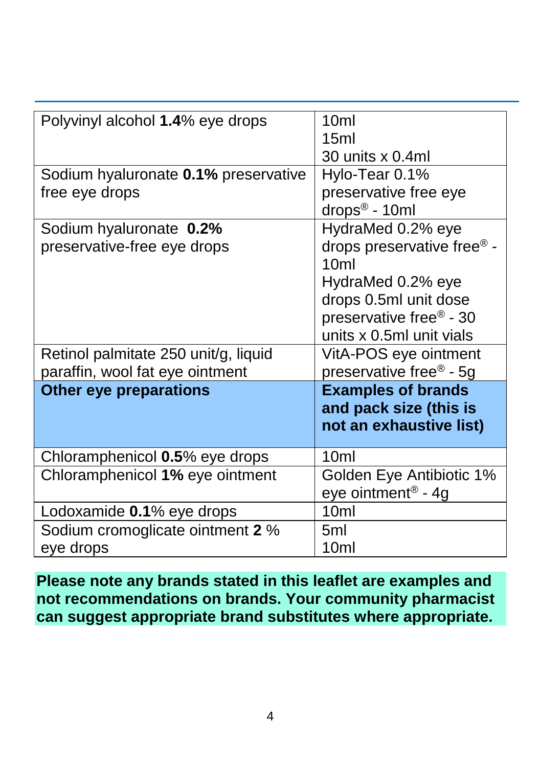| | |
|---|---|
| Polyvinyl alcohol **1.4**% eye drops | 10ml<br>15ml<br>30 units x 0.4ml |
| Sodium hyaluronate **0.1%** preservative free eye drops | Hylo-Tear 0.1% preservative free eye drops® - 10ml |
| Sodium hyaluronate **0.2%** preservative-free eye drops | HydraMed 0.2% eye drops preservative free® - 10ml<br>HydraMed 0.2% eye drops 0.5ml unit dose preservative free® - 30 units x 0.5ml unit vials |
| Retinol palmitate 250 unit/g, liquid paraffin, wool fat eye ointment | VitA-POS eye ointment preservative free® - 5g |
| **Other eye preparations** | **Examples of brands and pack size (this is not an exhaustive list)** |
| Chloramphenicol **0.5**% eye drops | 10ml |
| Chloramphenicol **1%** eye ointment | Golden Eye Antibiotic 1% eye ointment® - 4g |
| Lodoxamide **0.1**% eye drops | 10ml |
| Sodium cromoglicate ointment **2** % eye drops | 5ml<br>10ml |

**Please note any brands stated in this leaflet are examples and not recommendations on brands. Your community pharmacist can suggest appropriate brand substitutes where appropriate.**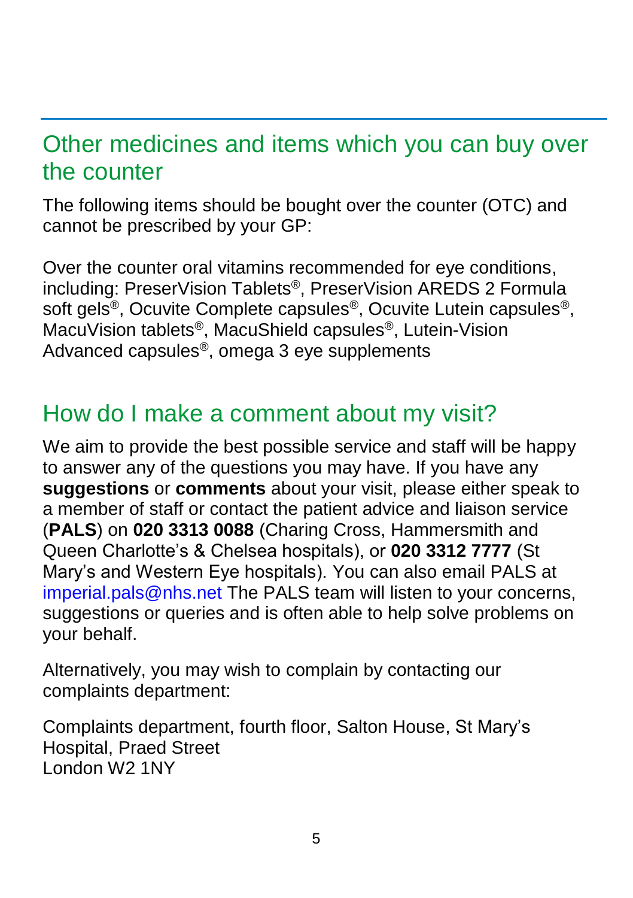## Other medicines and items which you can buy over the counter

The following items should be bought over the counter (OTC) and cannot be prescribed by your GP:

Over the counter oral vitamins recommended for eye conditions, including: PreserVision Tablets®, PreserVision AREDS 2 Formula soft gels®, Ocuvite Complete capsules®, Ocuvite Lutein capsules®, MacuVision tablets®, MacuShield capsules®, Lutein-Vision Advanced capsules®, omega 3 eye supplements

## How do I make a comment about my visit?

We aim to provide the best possible service and staff will be happy to answer any of the questions you may have. If you have any **suggestions** or **comments** about your visit, please either speak to a member of staff or contact the patient advice and liaison service (**PALS**) on **020 3313 0088** (Charing Cross, Hammersmith and Queen Charlotte's & Chelsea hospitals), or **020 3312 7777** (St Mary's and Western Eye hospitals). You can also email PALS at imperial.pals@nhs.net The PALS team will listen to your concerns, suggestions or queries and is often able to help solve problems on your behalf.

Alternatively, you may wish to complain by contacting our complaints department:

Complaints department, fourth floor, Salton House, St Mary's Hospital, Praed Street
London W2 1NY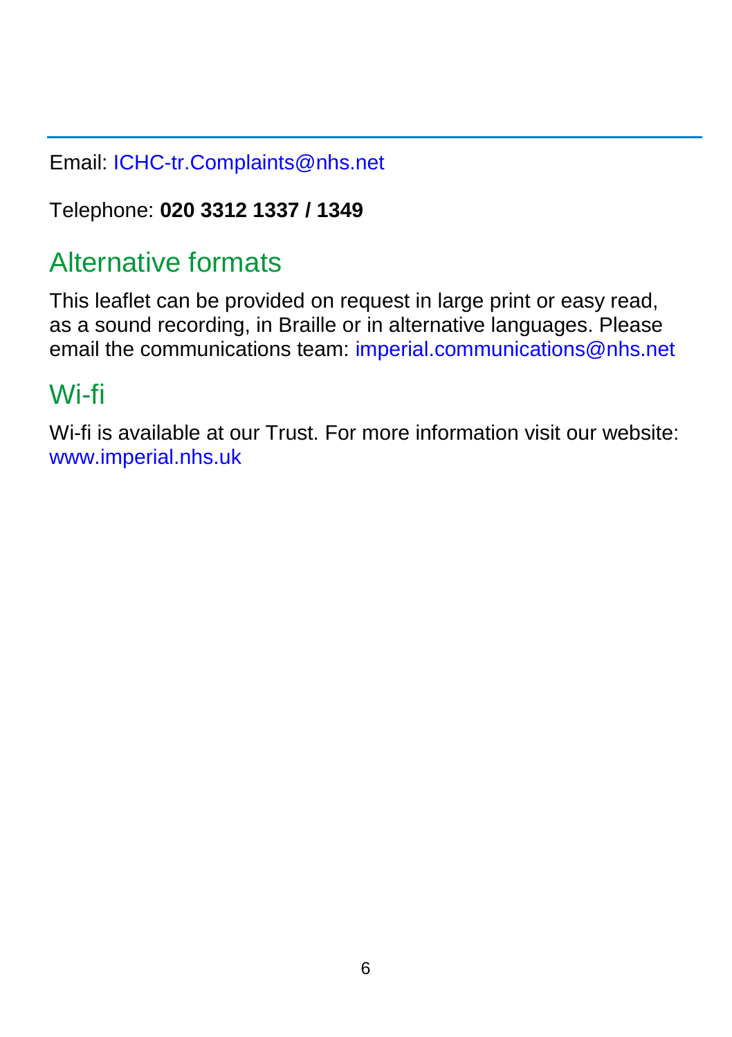Email: ICHC-tr.Complaints@nhs.net

Telephone: **020 3312 1337 / 1349**

## Alternative formats

This leaflet can be provided on request in large print or easy read, as a sound recording, in Braille or in alternative languages. Please email the communications team: imperial.communications@nhs.net

## Wi-fi

Wi-fi is available at our Trust. For more information visit our website: www.imperial.nhs.uk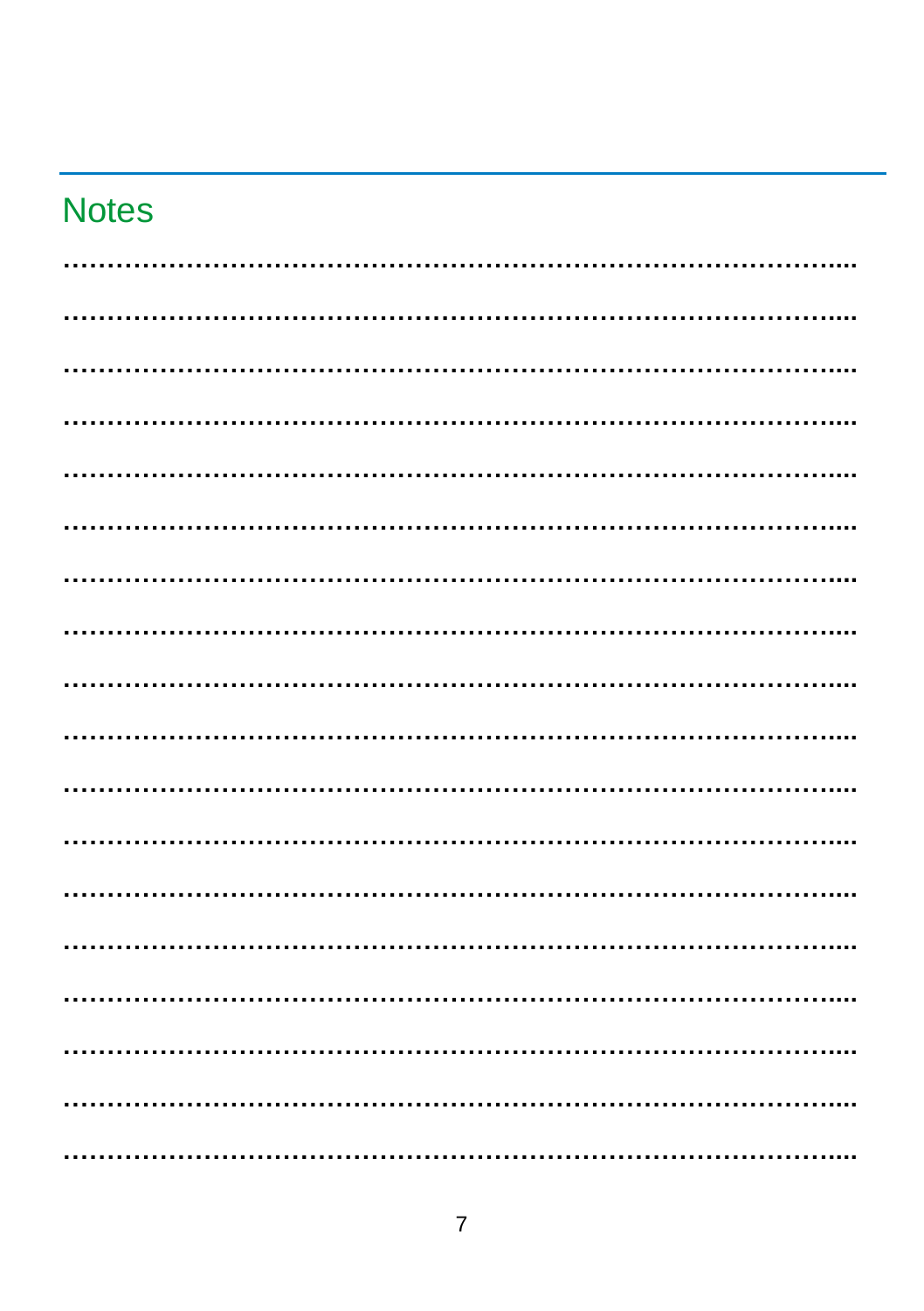## Notes

…………………………………………………………………………………....

…………………………………………………………………………………....

…………………………………………………………………………………....

…………………………………………………………………………………....

…………………………………………………………………………………....

…………………………………………………………………………………....

…………………………………………………………………………………....

…………………………………………………………………………………....

…………………………………………………………………………………....

…………………………………………………………………………………....

…………………………………………………………………………………....

…………………………………………………………………………………....

…………………………………………………………………………………....

…………………………………………………………………………………....

…………………………………………………………………………………....

…………………………………………………………………………………....

…………………………………………………………………………………....

…………………………………………………………………………………....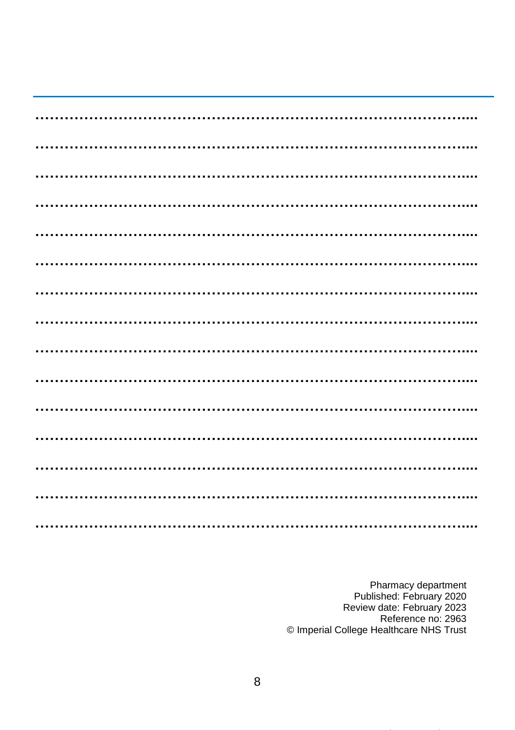Pharmacy department
Published: February 2020
Review date: February 2023
Reference no: 2963
© Imperial College Healthcare NHS Trust